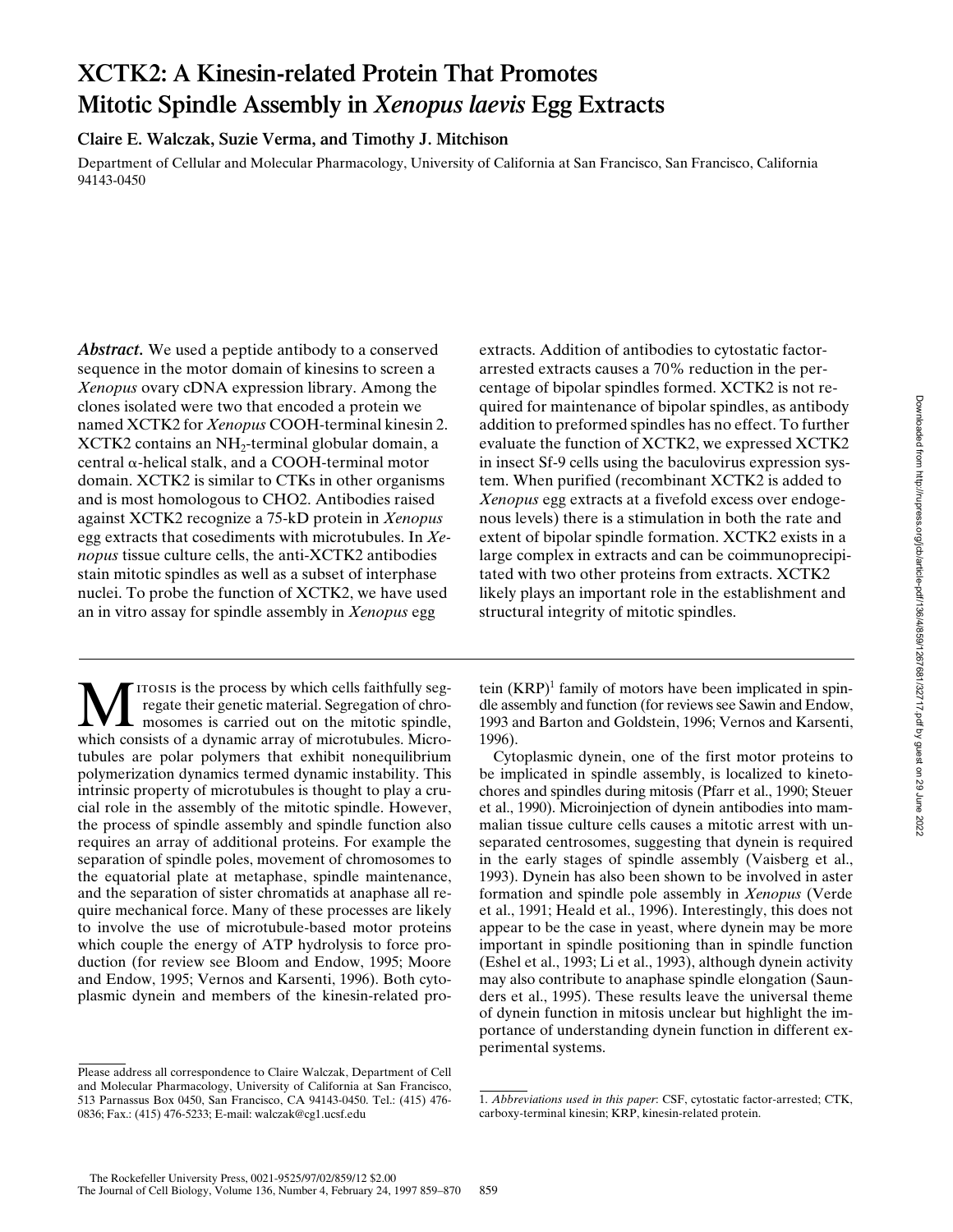# XCTK2: A Kinesin-related Protein That Promotes Mitotic Spindle Assembly in *Xenopus laevis* Egg Extracts

**Claire E. Walczak, Suzie Verma, and Timothy J. Mitchison**

Department of Cellular and Molecular Pharmacology, University of California at San Francisco, San Francisco, California 94143-0450

***Abstract.*** We used a peptide antibody to a conserved sequence in the motor domain of kinesins to screen a *Xenopus* ovary cDNA expression library. Among the clones isolated were two that encoded a protein we named XCTK2 for *Xenopus* COOH-terminal kinesin 2. XCTK2 contains an $NH_2$-terminal globular domain, a central α-helical stalk, and a COOH-terminal motor domain. XCTK2 is similar to CTKs in other organisms and is most homologous to CHO2. Antibodies raised against XCTK2 recognize a 75-kD protein in *Xenopus* egg extracts that cosediments with microtubules. In *Xenopus* tissue culture cells, the anti-XCTK2 antibodies stain mitotic spindles as well as a subset of interphase nuclei. To probe the function of XCTK2, we have used an in vitro assay for spindle assembly in *Xenopus* egg extracts. Addition of antibodies to cytostatic factor-arrested extracts causes a 70% reduction in the percentage of bipolar spindles formed. XCTK2 is not required for maintenance of bipolar spindles, as antibody addition to preformed spindles has no effect. To further evaluate the function of XCTK2, we expressed XCTK2 in insect Sf-9 cells using the baculovirus expression system. When purified (recombinant XCTK2 is added to *Xenopus* egg extracts at a fivefold excess over endogenous levels) there is a stimulation in both the rate and extent of bipolar spindle formation. XCTK2 exists in a large complex in extracts and can be coimmunoprecipitated with two other proteins from extracts. XCTK2 likely plays an important role in the establishment and structural integrity of mitotic spindles.

Mitosis is the process by which cells faithfully segregate their genetic material. Segregation of chromosomes is carried out on the mitotic spindle, which consists of a dynamic array of microtubules. Microtubules are polar polymers that exhibit nonequilibrium polymerization dynamics termed dynamic instability. This intrinsic property of microtubules is thought to play a crucial role in the assembly of the mitotic spindle. However, the process of spindle assembly and spindle function also requires an array of additional proteins. For example the separation of spindle poles, movement of chromosomes to the equatorial plate at metaphase, spindle maintenance, and the separation of sister chromatids at anaphase all require mechanical force. Many of these processes are likely to involve the use of microtubule-based motor proteins which couple the energy of ATP hydrolysis to force production (for review see Bloom and Endow, 1995; Moore and Endow, 1995; Vernos and Karsenti, 1996). Both cytoplasmic dynein and members of the kinesin-related protein (KRP)[1] family of motors have been implicated in spindle assembly and function (for reviews see Sawin and Endow, 1993 and Barton and Goldstein, 1996; Vernos and Karsenti, 1996).

Cytoplasmic dynein, one of the first motor proteins to be implicated in spindle assembly, is localized to kinetochores and spindles during mitosis (Pfarr et al., 1990; Steuer et al., 1990). Microinjection of dynein antibodies into mammalian tissue culture cells causes a mitotic arrest with unseparated centrosomes, suggesting that dynein is required in the early stages of spindle assembly (Vaisberg et al., 1993). Dynein has also been shown to be involved in aster formation and spindle pole assembly in *Xenopus* (Verde et al., 1991; Heald et al., 1996). Interestingly, this does not appear to be the case in yeast, where dynein may be more important in spindle positioning than in spindle function (Eshel et al., 1993; Li et al., 1993), although dynein activity may also contribute to anaphase spindle elongation (Saunders et al., 1995). These results leave the universal theme of dynein function in mitosis unclear but highlight the importance of understanding dynein function in different experimental systems.

Please address all correspondence to Claire Walczak, Department of Cell and Molecular Pharmacology, University of California at San Francisco, 513 Parnassus Box 0450, San Francisco, CA 94143-0450. Tel.: (415) 476-0836; Fax.: (415) 476-5233; E-mail: walczak@cgl.ucsf.edu

1. *Abbreviations used in this paper*: CSF, cytostatic factor-arrested; CTK, carboxy-terminal kinesin; KRP, kinesin-related protein.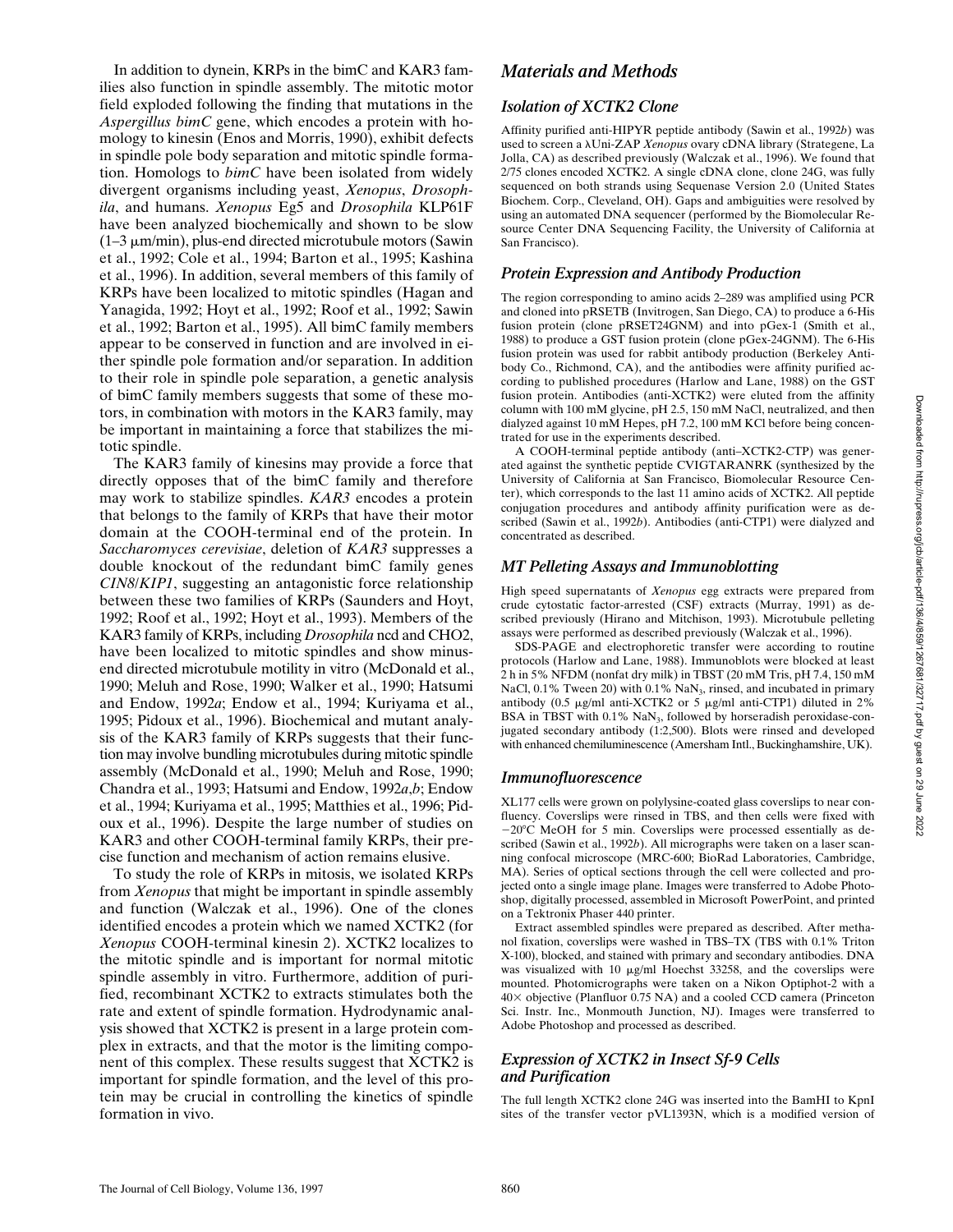In addition to dynein, KRPs in the bimC and KAR3 families also function in spindle assembly. The mitotic motor field exploded following the finding that mutations in the *Aspergillus bimC* gene, which encodes a protein with homology to kinesin (Enos and Morris, 1990), exhibit defects in spindle pole body separation and mitotic spindle formation. Homologs to *bimC* have been isolated from widely divergent organisms including yeast, *Xenopus*, *Drosophila*, and humans. *Xenopus* Eg5 and *Drosophila* KLP61F have been analyzed biochemically and shown to be slow (1–3 μm/min), plus-end directed microtubule motors (Sawin et al., 1992; Cole et al., 1994; Barton et al., 1995; Kashina et al., 1996). In addition, several members of this family of KRPs have been localized to mitotic spindles (Hagan and Yanagida, 1992; Hoyt et al., 1992; Roof et al., 1992; Sawin et al., 1992; Barton et al., 1995). All bimC family members appear to be conserved in function and are involved in either spindle pole formation and/or separation. In addition to their role in spindle pole separation, a genetic analysis of bimC family members suggests that some of these motors, in combination with motors in the KAR3 family, may be important in maintaining a force that stabilizes the mitotic spindle.

The KAR3 family of kinesins may provide a force that directly opposes that of the bimC family and therefore may work to stabilize spindles. *KAR3* encodes a protein that belongs to the family of KRPs that have their motor domain at the COOH-terminal end of the protein. In *Saccharomyces cerevisiae*, deletion of *KAR3* suppresses a double knockout of the redundant bimC family genes *CIN8*/*KIP1*, suggesting an antagonistic force relationship between these two families of KRPs (Saunders and Hoyt, 1992; Roof et al., 1992; Hoyt et al., 1993). Members of the KAR3 family of KRPs, including *Drosophila* ncd and CHO2, have been localized to mitotic spindles and show minus-end directed microtubule motility in vitro (McDonald et al., 1990; Meluh and Rose, 1990; Walker et al., 1990; Hatsumi and Endow, 1992*a*; Endow et al., 1994; Kuriyama et al., 1995; Pidoux et al., 1996). Biochemical and mutant analysis of the KAR3 family of KRPs suggests that their function may involve bundling microtubules during mitotic spindle assembly (McDonald et al., 1990; Meluh and Rose, 1990; Chandra et al., 1993; Hatsumi and Endow, 1992*a*,*b*; Endow et al., 1994; Kuriyama et al., 1995; Matthies et al., 1996; Pidoux et al., 1996). Despite the large number of studies on KAR3 and other COOH-terminal family KRPs, their precise function and mechanism of action remains elusive.

To study the role of KRPs in mitosis, we isolated KRPs from *Xenopus* that might be important in spindle assembly and function (Walczak et al., 1996). One of the clones identified encodes a protein which we named XCTK2 (for *Xenopus* COOH-terminal kinesin 2). XCTK2 localizes to the mitotic spindle and is important for normal mitotic spindle assembly in vitro. Furthermore, addition of purified, recombinant XCTK2 to extracts stimulates both the rate and extent of spindle formation. Hydrodynamic analysis showed that XCTK2 is present in a large protein complex in extracts, and that the motor is the limiting component of this complex. These results suggest that XCTK2 is important for spindle formation, and the level of this protein may be crucial in controlling the kinetics of spindle formation in vivo.

## *Materials and Methods*

### *Isolation of XCTK2 Clone*

Affinity purified anti-HIPYR peptide antibody (Sawin et al., 1992*b*) was used to screen a λUni-ZAP *Xenopus* ovary cDNA library (Strategene, La Jolla, CA) as described previously (Walczak et al., 1996). We found that 2/75 clones encoded XCTK2. A single cDNA clone, clone 24G, was fully sequenced on both strands using Sequenase Version 2.0 (United States Biochem. Corp., Cleveland, OH). Gaps and ambiguities were resolved by using an automated DNA sequencer (performed by the Biomolecular Resource Center DNA Sequencing Facility, the University of California at San Francisco).

### *Protein Expression and Antibody Production*

The region corresponding to amino acids 2–289 was amplified using PCR and cloned into pRSETB (Invitrogen, San Diego, CA) to produce a 6-His fusion protein (clone pRSET24GNM) and into pGex-1 (Smith et al., 1988) to produce a GST fusion protein (clone pGex-24GNM). The 6-His fusion protein was used for rabbit antibody production (Berkeley Antibody Co., Richmond, CA), and the antibodies were affinity purified according to published procedures (Harlow and Lane, 1988) on the GST fusion protein. Antibodies (anti-XCTK2) were eluted from the affinity column with 100 mM glycine, pH 2.5, 150 mM NaCl, neutralized, and then dialyzed against 10 mM Hepes, pH 7.2, 100 mM KCl before being concentrated for use in the experiments described.

A COOH-terminal peptide antibody (anti–XCTK2-CTP) was generated against the synthetic peptide CVIGTARANRK (synthesized by the University of California at San Francisco, Biomolecular Resource Center), which corresponds to the last 11 amino acids of XCTK2. All peptide conjugation procedures and antibody affinity purification were as described (Sawin et al., 1992*b*). Antibodies (anti-CTP1) were dialyzed and concentrated as described.

### *MT Pelleting Assays and Immunoblotting*

High speed supernatants of *Xenopus* egg extracts were prepared from crude cytostatic factor-arrested (CSF) extracts (Murray, 1991) as described previously (Hirano and Mitchison, 1993). Microtubule pelleting assays were performed as described previously (Walczak et al., 1996).

SDS-PAGE and electrophoretic transfer were according to routine protocols (Harlow and Lane, 1988). Immunoblots were blocked at least 2 h in 5% NFDM (nonfat dry milk) in TBST (20 mM Tris, pH 7.4, 150 mM NaCl, 0.1% Tween 20) with 0.1% $NaN_3$, rinsed, and incubated in primary antibody (0.5 μg/ml anti-XCTK2 or 5 μg/ml anti-CTP1) diluted in 2% BSA in TBST with 0.1% $NaN_3$, followed by horseradish peroxidase-conjugated secondary antibody (1:2,500). Blots were rinsed and developed with enhanced chemiluminescence (Amersham Intl., Buckinghamshire, UK).

### *Immunofluorescence*

XL177 cells were grown on polylysine-coated glass coverslips to near confluency. Coverslips were rinsed in TBS, and then cells were fixed with −20°C MeOH for 5 min. Coverslips were processed essentially as described (Sawin et al., 1992*b*). All micrographs were taken on a laser scanning confocal microscope (MRC-600; BioRad Laboratories, Cambridge, MA). Series of optical sections through the cell were collected and projected onto a single image plane. Images were transferred to Adobe Photoshop, digitally processed, assembled in Microsoft PowerPoint, and printed on a Tektronix Phaser 440 printer.

Extract assembled spindles were prepared as described. After methanol fixation, coverslips were washed in TBS–TX (TBS with 0.1% Triton X-100), blocked, and stained with primary and secondary antibodies. DNA was visualized with 10 μg/ml Hoechst 33258, and the coverslips were mounted. Photomicrographs were taken on a Nikon Optiphot-2 with a 40× objective (Planfluor 0.75 NA) and a cooled CCD camera (Princeton Sci. Instr. Inc., Monmouth Junction, NJ). Images were transferred to Adobe Photoshop and processed as described.

### *Expression of XCTK2 in Insect Sf-9 Cells and Purification*

The full length XCTK2 clone 24G was inserted into the BamHI to KpnI sites of the transfer vector pVL1393N, which is a modified version of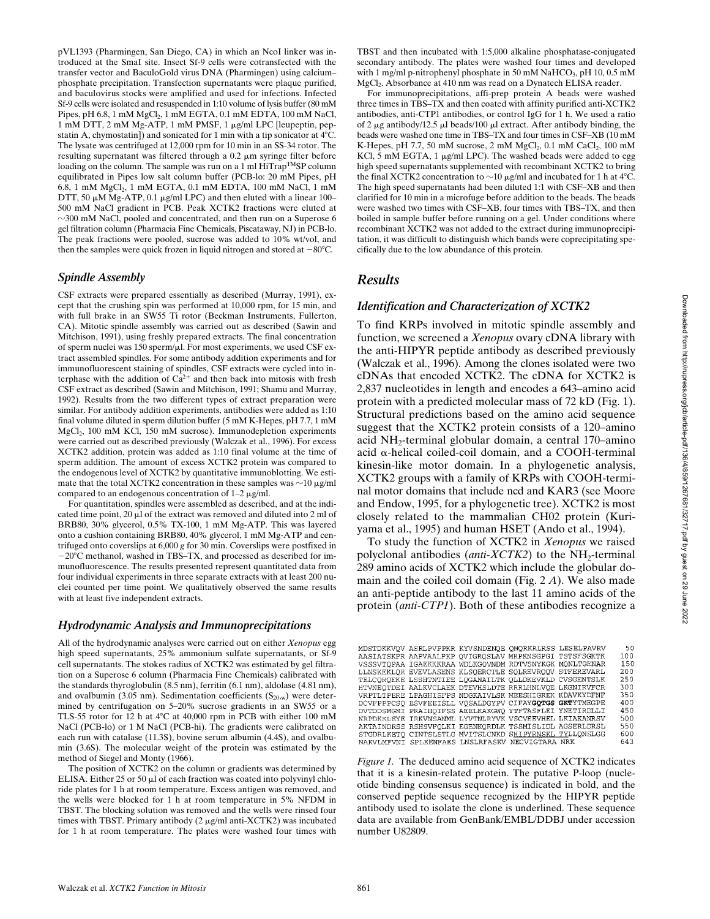pVL1393 (Pharmingen, San Diego, CA) in which an NcoI linker was introduced at the SmaI site. Insect Sf-9 cells were cotransfected with the transfer vector and BaculoGold virus DNA (Pharmingen) using calcium–phosphate precipitation. Transfection supernatants were plaque purified, and baculovirus stocks were amplified and used for infections. Infected Sf-9 cells were isolated and resuspended in 1:10 volume of lysis buffer (80 mM Pipes, pH 6.8, 1 mM $MgCl_2$, 1 mM EGTA, 0.1 mM EDTA, 100 mM NaCl, 1 mM DTT, 2 mM Mg-ATP, 1 mM PMSF, 1 μg/ml LPC [leupeptin, pepstatin A, chymostatin]) and sonicated for 1 min with a tip sonicator at 4°C. The lysate was centrifuged at 12,000 rpm for 10 min in an SS-34 rotor. The resulting supernatant was filtered through a 0.2 μm syringe filter before loading on the column. The sample was run on a 1 ml HiTrap™SP column equilibrated in Pipes low salt column buffer (PCB-lo: 20 mM Pipes, pH 6.8, 1 mM $MgCl_2$, 1 mM EGTA, 0.1 mM EDTA, 100 mM NaCl, 1 mM DTT, 50 μM Mg-ATP, 0.1 μg/ml LPC) and then eluted with a linear 100–500 mM NaCl gradient in PCB. Peak XCTK2 fractions were eluted at ~300 mM NaCl, pooled and concentrated, and then run on a Superose 6 gel filtration column (Pharmacia Fine Chemicals, Piscataway, NJ) in PCB-lo. The peak fractions were pooled, sucrose was added to 10% wt/vol, and then the samples were quick frozen in liquid nitrogen and stored at −80°C.

### Spindle Assembly

CSF extracts were prepared essentially as described (Murray, 1991), except that the crushing spin was performed at 10,000 rpm, for 15 min, and with full brake in an SW55 Ti rotor (Beckman Instruments, Fullerton, CA). Mitotic spindle assembly was carried out as described (Sawin and Mitchison, 1991), using freshly prepared extracts. The final concentration of sperm nuclei was 150 sperm/μl. For most experiments, we used CSF extract assembled spindles. For some antibody addition experiments and for immunofluorescent staining of spindles, CSF extracts were cycled into interphase with the addition of $Ca^{2+}$ and then back into mitosis with fresh CSF extract as described (Sawin and Mitchison, 1991; Shamu and Murray, 1992). Results from the two different types of extract preparation were similar. For antibody addition experiments, antibodies were added as 1:10 final volume diluted in sperm dilution buffer (5 mM K-Hepes, pH 7.7, 1 mM $MgCl_2$, 100 mM KCl, 150 mM sucrose). Immunodepletion experiments were carried out as described previously (Walczak et al., 1996). For excess XCTK2 addition, protein was added as 1:10 final volume at the time of sperm addition. The amount of excess XCTK2 protein was compared to the endogenous level of XCTK2 by quantitative immunoblotting. We estimate that the total XCTK2 concentration in these samples was ~10 μg/ml compared to an endogenous concentration of 1–2 μg/ml.

For quantitation, spindles were assembled as described, and at the indicated time point, 20 μl of the extract was removed and diluted into 2 ml of BRB80, 30% glycerol, 0.5% TX-100, 1 mM Mg-ATP. This was layered onto a cushion containing BRB80, 40% glycerol, 1 mM Mg-ATP and centrifuged onto coverslips at 6,000 *g* for 30 min. Coverslips were postfixed in −20°C methanol, washed in TBS–TX, and processed as described for immunofluorescence. The results presented represent quantitated data from four individual experiments in three separate extracts with at least 200 nuclei counted per time point. We qualitatively observed the same results with at least five independent extracts.

### Hydrodynamic Analysis and Immunoprecipitations

All of the hydrodynamic analyses were carried out on either *Xenopus* egg high speed supernatants, 25% ammonium sulfate supernatants, or Sf-9 cell supernatants. The stokes radius of XCTK2 was estimated by gel filtration on a Superose 6 column (Pharmacia Fine Chemicals) calibrated with the standards thyroglobulin (8.5 nm), ferritin (6.1 nm), aldolase (4.81 nm), and ovalbumin (3.05 nm). Sedimentation coefficients ($S_{20,w}$) were determined by centrifugation on 5–20% sucrose gradients in an SW55 or a TLS-55 rotor for 12 h at 4°C at 40,000 rpm in PCB with either 100 mM NaCl (PCB-lo) or 1 M NaCl (PCB-hi). The gradients were calibrated on each run with catalase (11.3S), bovine serum albumin (4.4S), and ovalbumin (3.6S). The molecular weight of the protein was estimated by the method of Siegel and Monty (1966).

The position of XCTK2 on the column or gradients was determined by ELISA. Either 25 or 50 μl of each fraction was coated into polyvinyl chloride plates for 1 h at room temperature. Excess antigen was removed, and the wells were blocked for 1 h at room temperature in 5% NFDM in TBST. The blocking solution was removed and the wells were rinsed four times with TBST. Primary antibody (2 μg/ml anti-XCTK2) was incubated for 1 h at room temperature. The plates were washed four times with TBST and then incubated with 1:5,000 alkaline phosphatase-conjugated secondary antibody. The plates were washed four times and developed with 1 mg/ml p-nitrophenyl phosphate in 50 mM $NaHCO_3$, pH 10, 0.5 mM $MgCl_2$. Absorbance at 410 nm was read on a Dynatech ELISA reader.

For immunoprecipitations, affi-prep protein A beads were washed three times in TBS–TX and then coated with affinity purified anti-XCTK2 antibodies, anti-CTP1 antibodies, or control IgG for 1 h. We used a ratio of 2 μg antibody/12.5 μl beads/100 μl extract. After antibody binding, the beads were washed one time in TBS–TX and four times in CSF–XB (10 mM K-Hepes, pH 7.7, 50 mM sucrose, 2 mM $MgCl_2$, 0.1 mM $CaCl_2$, 100 mM KCl, 5 mM EGTA, 1 μg/ml LPC). The washed beads were added to egg high speed supernatants supplemented with recombinant XCTK2 to bring the final XCTK2 concentration to ~10 μg/ml and incubated for 1 h at 4°C. The high speed supernatants had been diluted 1:1 with CSF–XB and then clarified for 10 min in a microfuge before addition to the beads. The beads were washed two times with CSF–XB, four times with TBS–TX, and then boiled in sample buffer before running on a gel. Under conditions where recombinant XCTK2 was not added to the extract during immunoprecipitation, it was difficult to distinguish which bands were coprecipitating specifically due to the low abundance of this protein.

## Results

### Identification and Characterization of XCTK2

To find KRPs involved in mitotic spindle assembly and function, we screened a *Xenopus* ovary cDNA library with the anti-HIPYR peptide antibody as described previously (Walczak et al., 1996). Among the clones isolated were two cDNAs that encoded XCTK2. The cDNA for XCTK2 is 2,837 nucleotides in length and encodes a 643–amino acid protein with a predicted molecular mass of 72 kD (Fig. 1). Structural predictions based on the amino acid sequence suggest that the XCTK2 protein consists of a 120–amino acid $NH_2$-terminal globular domain, a central 170–amino acid α-helical coiled-coil domain, and a COOH-terminal kinesin-like motor domain. In a phylogenetic analysis, XCTK2 groups with a family of KRPs with COOH-terminal motor domains that include ncd and KAR3 (see Moore and Endow, 1995, for a phylogenetic tree). XCTK2 is most closely related to the mammalian CH02 protein (Kuriyama et al., 1995) and human HSET (Ando et al., 1994).

To study the function of XCTK2 in *Xenopus* we raised polyclonal antibodies (*anti-XCTK2*) to the $NH_2$-terminal 289 amino acids of XCTK2 which include the globular domain and the coiled coil domain (Fig. 2 *A*). We also made an anti-peptide antibody to the last 11 amino acids of the protein (*anti-CTP1*). Both of these antibodies recognize a

```
MDSTDKKVQV ASRLPVPPKR KYVSNDENQE QMQRKRLRSS LESELPAVRV   50
AASIATSKPR AAPVAALPKP QVIGRQSLAV MRPKNSGPGI TSTSFSGKTK  100
VSSSVTQPAA IGAEKKKRAA WDLKGQVNDM RDTVSNYKGK MQNLTGENAR  150
LLNSKEKLQR EVEVLASENS KLSQERCTLE SQLREVRQQV STFEREVARL  200
TELCQRQEKE LSSHTNTIEE LQGANAILTK QLLDKEVKLD CVSGENTSLK  250
HTVNEQTDEI AALKVCLAEK DTEVHSLDTE RRRLHNLVQE LKGNIRVFCR  300
VRPTLTPERE LPAGHISFPS NDGKAIVLSK MEESHIGREK KDAVKYDFNF  350
DCVFPPPCSQ ESVFEEISLL VQSALDGYPV CIFAYGQTGS GKTYTMEGPE  400
DVTDDSMGMI PRAIHQIFSS AEELKAKGWQ YTFTASFLEI YNETIRDLLI  450
NRPDKKLEYE IRKVNSANML LYVTNLRYVK VSCVEEVHEL LKIAKANRSV  500
AKTAINDRSS RSHSVFQLKI EGENKQRDLK TSSMISLIDL AGSERLDRSL  550
STGDRLKETQ CINTSLSTLG MVITSLCNKD SHIPYRNSKL TYLLQNSLGG  600
NAKVLMFVNI SPLEENFAES LNSLRFASKV NECVIGTARA NRK         643
```

*Figure 1.* The deduced amino acid sequence of XCTK2 indicates that it is a kinesin-related protein. The putative P-loop (nucleotide binding consensus sequence) is indicated in bold, and the conserved peptide sequence recognized by the HIPYR peptide antibody used to isolate the clone is underlined. These sequence data are available from GenBank/EMBL/DDBJ under accession number U82809.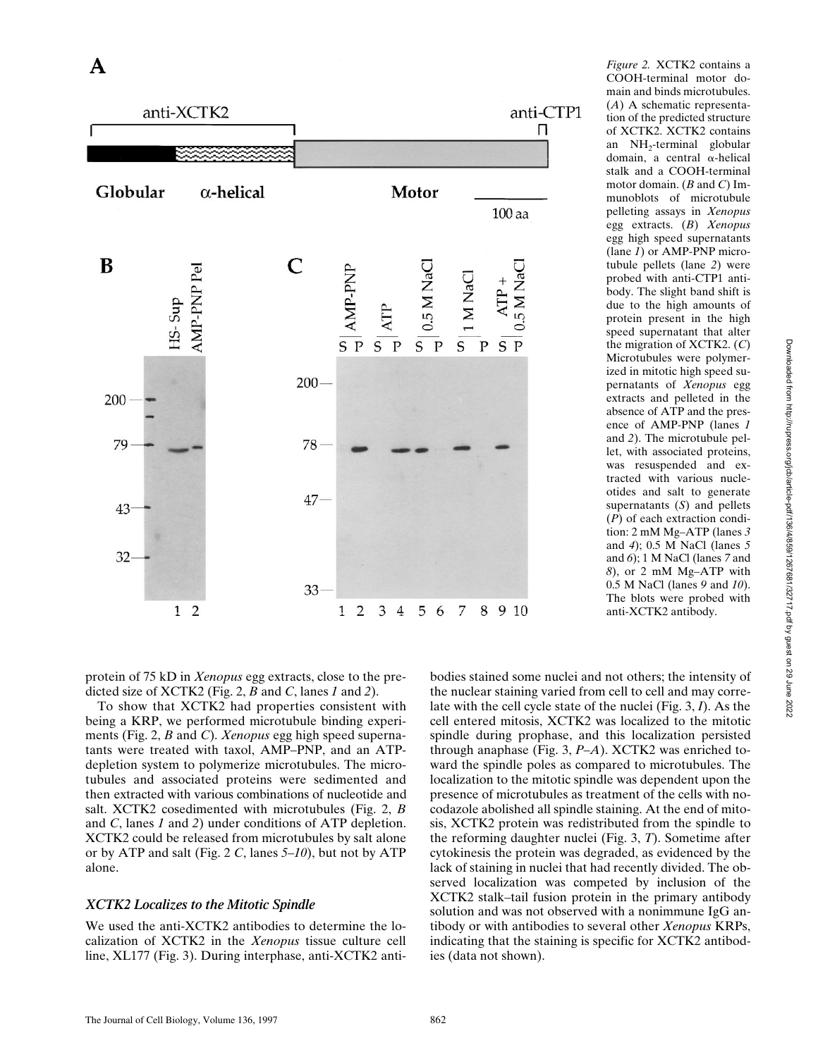*Figure 2.* XCTK2 contains a COOH-terminal motor domain and binds microtubules. (*A*) A schematic representation of the predicted structure of XCTK2. XCTK2 contains an $NH_2$-terminal globular domain, a central α-helical stalk and a COOH-terminal motor domain. (*B* and *C*) Immunoblots of microtubule pelleting assays in *Xenopus* egg extracts. (*B*) *Xenopus* egg high speed supernatants (lane *1*) or AMP-PNP microtubule pellets (lane *2*) were probed with anti-CTP1 antibody. The slight band shift is due to the high amounts of protein present in the high speed supernatant that alter the migration of XCTK2. (*C*) Microtubules were polymerized in mitotic high speed supernatants of *Xenopus* egg extracts and pelleted in the absence of ATP and the presence of AMP-PNP (lanes *1* and *2*). The microtubule pellet, with associated proteins, was resuspended and extracted with various nucleotides and salt to generate supernatants (*S*) and pellets (*P*) of each extraction condition: 2 mM Mg–ATP (lanes *3* and *4*); 0.5 M NaCl (lanes *5* and *6*); 1 M NaCl (lanes *7* and *8*), or 2 mM Mg–ATP with 0.5 M NaCl (lanes *9* and *10*). The blots were probed with anti-XCTK2 antibody.

protein of 75 kD in *Xenopus* egg extracts, close to the predicted size of XCTK2 (Fig. 2, *B* and *C*, lanes *1* and *2*).

To show that XCTK2 had properties consistent with being a KRP, we performed microtubule binding experiments (Fig. 2, *B* and *C*). *Xenopus* egg high speed supernatants were treated with taxol, AMP–PNP, and an ATP-depletion system to polymerize microtubules. The microtubules and associated proteins were sedimented and then extracted with various combinations of nucleotide and salt. XCTK2 cosedimented with microtubules (Fig. 2, *B* and *C*, lanes *1* and *2*) under conditions of ATP depletion. XCTK2 could be released from microtubules by salt alone or by ATP and salt (Fig. 2 *C*, lanes *5–10*), but not by ATP alone.

### *XCTK2 Localizes to the Mitotic Spindle*

We used the anti-XCTK2 antibodies to determine the localization of XCTK2 in the *Xenopus* tissue culture cell line, XL177 (Fig. 3). During interphase, anti-XCTK2 antibodies stained some nuclei and not others; the intensity of the nuclear staining varied from cell to cell and may correlate with the cell cycle state of the nuclei (Fig. 3, *I*). As the cell entered mitosis, XCTK2 was localized to the mitotic spindle during prophase, and this localization persisted through anaphase (Fig. 3, *P–A*). XCTK2 was enriched toward the spindle poles as compared to microtubules. The localization to the mitotic spindle was dependent upon the presence of microtubules as treatment of the cells with nocodazole abolished all spindle staining. At the end of mitosis, XCTK2 protein was redistributed from the spindle to the reforming daughter nuclei (Fig. 3, *T*). Sometime after cytokinesis the protein was degraded, as evidenced by the lack of staining in nuclei that had recently divided. The observed localization was competed by inclusion of the XCTK2 stalk–tail fusion protein in the primary antibody solution and was not observed with a nonimmune IgG antibody or with antibodies to several other *Xenopus* KRPs, indicating that the staining is specific for XCTK2 antibodies (data not shown).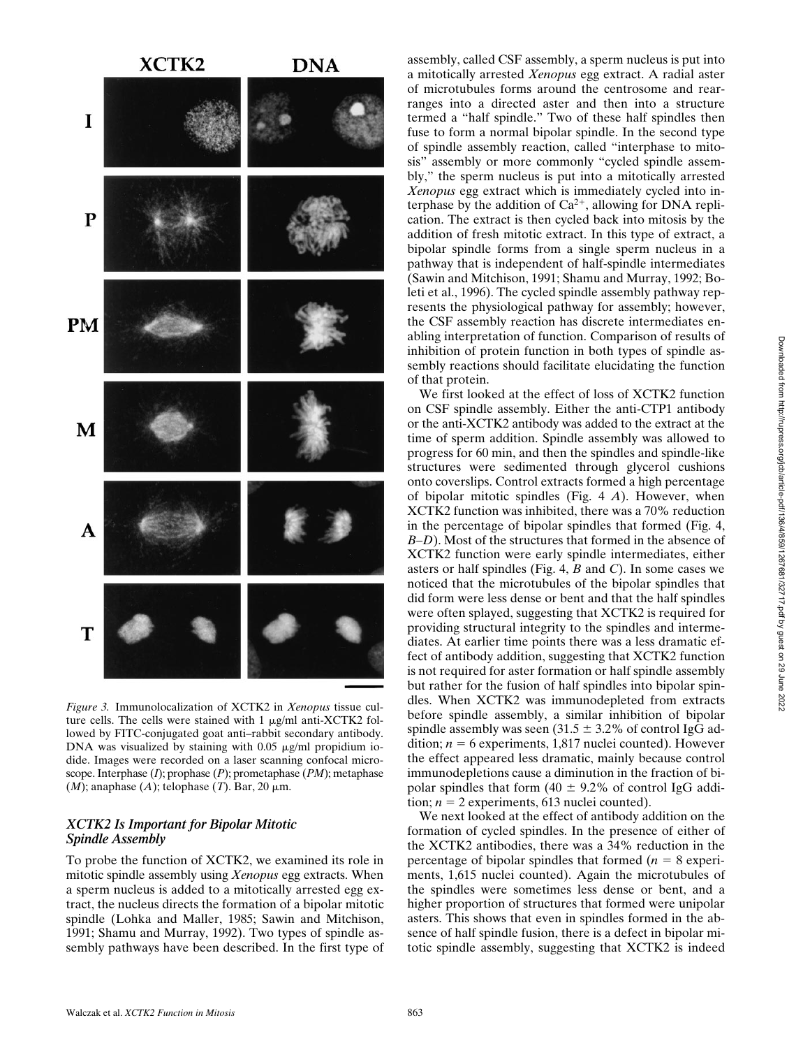*Figure 3.* Immunolocalization of XCTK2 in *Xenopus* tissue culture cells. The cells were stained with 1 μg/ml anti-XCTK2 followed by FITC-conjugated goat anti–rabbit secondary antibody. DNA was visualized by staining with 0.05 μg/ml propidium iodide. Images were recorded on a laser scanning confocal microscope. Interphase (*I*); prophase (*P*); prometaphase (*PM*); metaphase (*M*); anaphase (*A*); telophase (*T*). Bar, 20 μm.

### *XCTK2 Is Important for Bipolar Mitotic Spindle Assembly*

To probe the function of XCTK2, we examined its role in mitotic spindle assembly using *Xenopus* egg extracts. When a sperm nucleus is added to a mitotically arrested egg extract, the nucleus directs the formation of a bipolar mitotic spindle (Lohka and Maller, 1985; Sawin and Mitchison, 1991; Shamu and Murray, 1992). Two types of spindle assembly pathways have been described. In the first type of assembly, called CSF assembly, a sperm nucleus is put into a mitotically arrested *Xenopus* egg extract. A radial aster of microtubules forms around the centrosome and rearranges into a directed aster and then into a structure termed a "half spindle." Two of these half spindles then fuse to form a normal bipolar spindle. In the second type of spindle assembly reaction, called "interphase to mitosis" assembly or more commonly "cycled spindle assembly," the sperm nucleus is put into a mitotically arrested *Xenopus* egg extract which is immediately cycled into interphase by the addition of $Ca^{2+}$, allowing for DNA replication. The extract is then cycled back into mitosis by the addition of fresh mitotic extract. In this type of extract, a bipolar spindle forms from a single sperm nucleus in a pathway that is independent of half-spindle intermediates (Sawin and Mitchison, 1991; Shamu and Murray, 1992; Boleti et al., 1996). The cycled spindle assembly pathway represents the physiological pathway for assembly; however, the CSF assembly reaction has discrete intermediates enabling interpretation of function. Comparison of results of inhibition of protein function in both types of spindle assembly reactions should facilitate elucidating the function of that protein.

We first looked at the effect of loss of XCTK2 function on CSF spindle assembly. Either the anti-CTP1 antibody or the anti-XCTK2 antibody was added to the extract at the time of sperm addition. Spindle assembly was allowed to progress for 60 min, and then the spindles and spindle-like structures were sedimented through glycerol cushions onto coverslips. Control extracts formed a high percentage of bipolar mitotic spindles (Fig. 4 *A*). However, when XCTK2 function was inhibited, there was a 70% reduction in the percentage of bipolar spindles that formed (Fig. 4, *B–D*). Most of the structures that formed in the absence of XCTK2 function were early spindle intermediates, either asters or half spindles (Fig. 4, *B* and *C*). In some cases we noticed that the microtubules of the bipolar spindles that did form were less dense or bent and that the half spindles were often splayed, suggesting that XCTK2 is required for providing structural integrity to the spindles and intermediates. At earlier time points there was a less dramatic effect of antibody addition, suggesting that XCTK2 function is not required for aster formation or half spindle assembly but rather for the fusion of half spindles into bipolar spindles. When XCTK2 was immunodepleted from extracts before spindle assembly, a similar inhibition of bipolar spindle assembly was seen ($31.5 \pm 3.2\%$ of control IgG addition; $n = 6$ experiments, 1,817 nuclei counted). However the effect appeared less dramatic, mainly because control immunodepletions cause a diminution in the fraction of bipolar spindles that form ($40 \pm 9.2\%$ of control IgG addition; $n = 2$ experiments, 613 nuclei counted).

We next looked at the effect of antibody addition on the formation of cycled spindles. In the presence of either of the XCTK2 antibodies, there was a 34% reduction in the percentage of bipolar spindles that formed ($n = 8$ experiments, 1,615 nuclei counted). Again the microtubules of the spindles were sometimes less dense or bent, and a higher proportion of structures that formed were unipolar asters. This shows that even in spindles formed in the absence of half spindle fusion, there is a defect in bipolar mitotic spindle assembly, suggesting that XCTK2 is indeed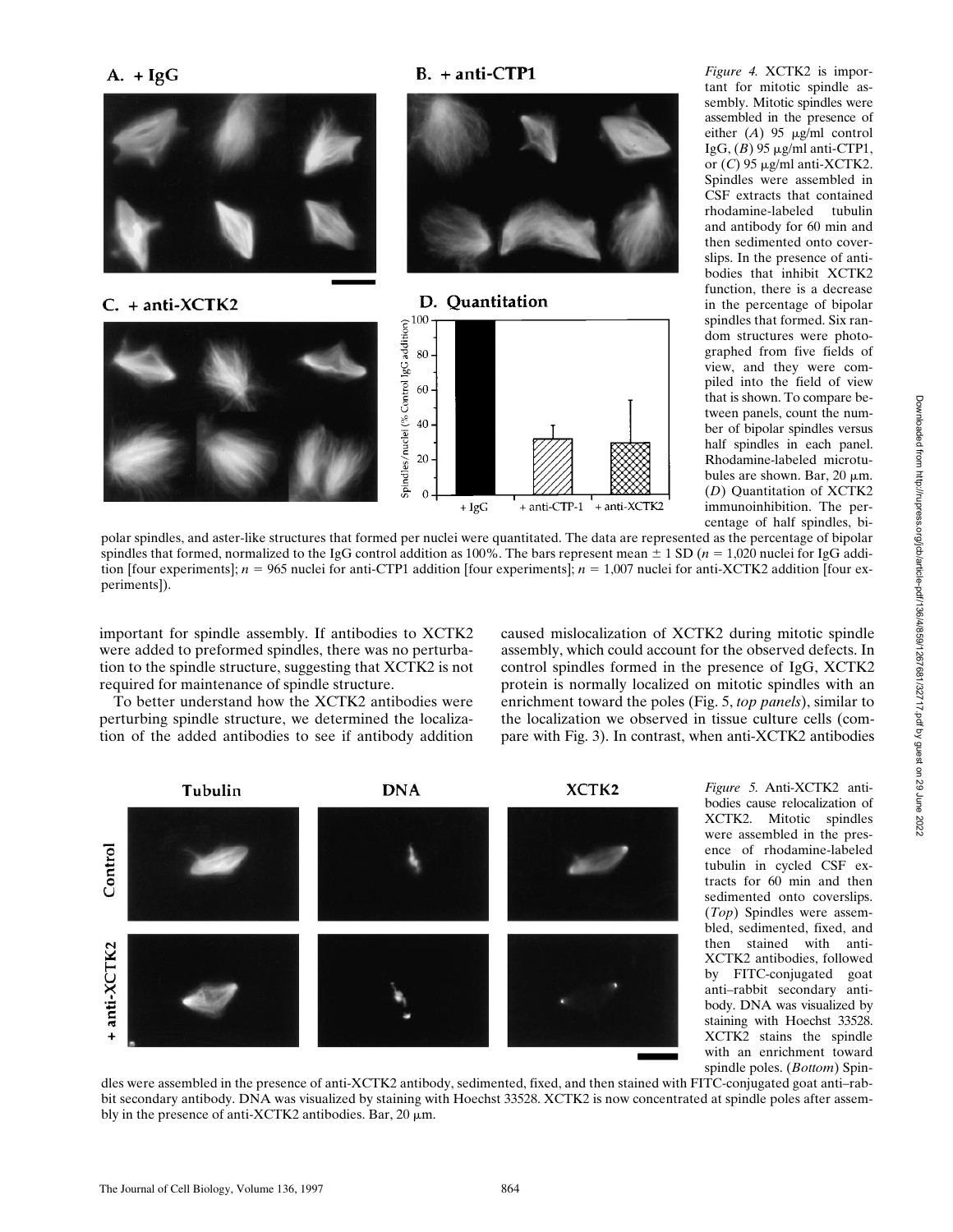*Figure 4.* XCTK2 is important for mitotic spindle assembly. Mitotic spindles were assembled in the presence of either (*A*) 95 μg/ml control IgG, (*B*) 95 μg/ml anti-CTP1, or (*C*) 95 μg/ml anti-XCTK2. Spindles were assembled in CSF extracts that contained rhodamine-labeled tubulin and antibody for 60 min and then sedimented onto coverslips. In the presence of antibodies that inhibit XCTK2 function, there is a decrease in the percentage of bipolar spindles that formed. Six random structures were photographed from five fields of view, and they were compiled into the field of view that is shown. To compare between panels, count the number of bipolar spindles versus half spindles in each panel. Rhodamine-labeled microtubules are shown. Bar, 20 μm. (*D*) Quantitation of XCTK2 immunoinhibition. The percentage of half spindles, bipolar spindles, and aster-like structures that formed per nuclei were quantitated. The data are represented as the percentage of bipolar spindles that formed, normalized to the IgG control addition as 100%. The bars represent mean ± 1 SD ($n$ = 1,020 nuclei for IgG addition [four experiments]; $n$ = 965 nuclei for anti-CTP1 addition [four experiments]; $n$ = 1,007 nuclei for anti-XCTK2 addition [four experiments]).

important for spindle assembly. If antibodies to XCTK2 were added to preformed spindles, there was no perturbation to the spindle structure, suggesting that XCTK2 is not required for maintenance of spindle structure.

To better understand how the XCTK2 antibodies were perturbing spindle structure, we determined the localization of the added antibodies to see if antibody addition caused mislocalization of XCTK2 during mitotic spindle assembly, which could account for the observed defects. In control spindles formed in the presence of IgG, XCTK2 protein is normally localized on mitotic spindles with an enrichment toward the poles (Fig. 5, *top panels*), similar to the localization we observed in tissue culture cells (compare with Fig. 3). In contrast, when anti-XCTK2 antibodies

*Figure 5.* Anti-XCTK2 antibodies cause relocalization of XCTK2. Mitotic spindles were assembled in the presence of rhodamine-labeled tubulin in cycled CSF extracts for 60 min and then sedimented onto coverslips. (*Top*) Spindles were assembled, sedimented, fixed, and then stained with anti-XCTK2 antibodies, followed by FITC-conjugated goat anti–rabbit secondary antibody. DNA was visualized by staining with Hoechst 33528. XCTK2 stains the spindle with an enrichment toward spindle poles. (*Bottom*) Spindles were assembled in the presence of anti-XCTK2 antibody, sedimented, fixed, and then stained with FITC-conjugated goat anti–rabbit secondary antibody. DNA was visualized by staining with Hoechst 33528. XCTK2 is now concentrated at spindle poles after assembly in the presence of anti-XCTK2 antibodies. Bar, 20 μm.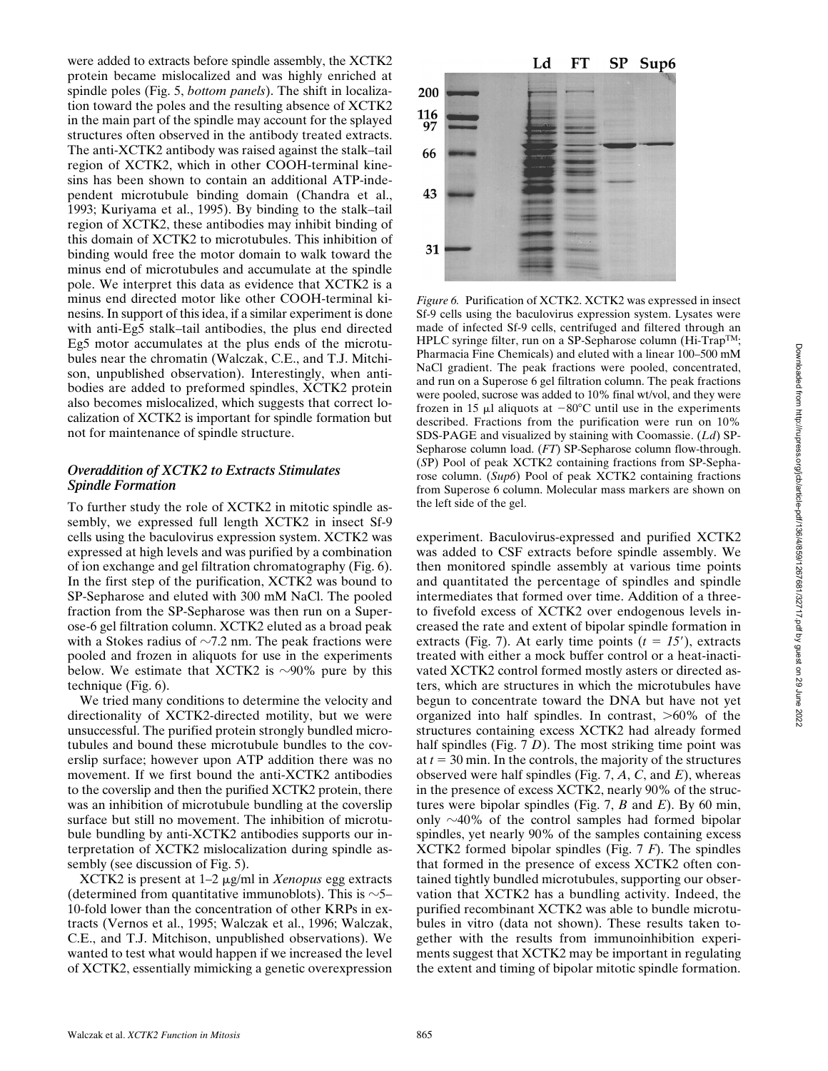were added to extracts before spindle assembly, the XCTK2 protein became mislocalized and was highly enriched at spindle poles (Fig. 5, *bottom panels*). The shift in localization toward the poles and the resulting absence of XCTK2 in the main part of the spindle may account for the splayed structures often observed in the antibody treated extracts. The anti-XCTK2 antibody was raised against the stalk–tail region of XCTK2, which in other COOH-terminal kinesins has been shown to contain an additional ATP-independent microtubule binding domain (Chandra et al., 1993; Kuriyama et al., 1995). By binding to the stalk–tail region of XCTK2, these antibodies may inhibit binding of this domain of XCTK2 to microtubules. This inhibition of binding would free the motor domain to walk toward the minus end of microtubules and accumulate at the spindle pole. We interpret this data as evidence that XCTK2 is a minus end directed motor like other COOH-terminal kinesins. In support of this idea, if a similar experiment is done with anti-Eg5 stalk–tail antibodies, the plus end directed Eg5 motor accumulates at the plus ends of the microtubules near the chromatin (Walczak, C.E., and T.J. Mitchison, unpublished observation). Interestingly, when antibodies are added to preformed spindles, XCTK2 protein also becomes mislocalized, which suggests that correct localization of XCTK2 is important for spindle formation but not for maintenance of spindle structure.

### *Overaddition of XCTK2 to Extracts Stimulates Spindle Formation*

To further study the role of XCTK2 in mitotic spindle assembly, we expressed full length XCTK2 in insect Sf-9 cells using the baculovirus expression system. XCTK2 was expressed at high levels and was purified by a combination of ion exchange and gel filtration chromatography (Fig. 6). In the first step of the purification, XCTK2 was bound to SP-Sepharose and eluted with 300 mM NaCl. The pooled fraction from the SP-Sepharose was then run on a Superose-6 gel filtration column. XCTK2 eluted as a broad peak with a Stokes radius of ~7.2 nm. The peak fractions were pooled and frozen in aliquots for use in the experiments below. We estimate that XCTK2 is ~90% pure by this technique (Fig. 6).

We tried many conditions to determine the velocity and directionality of XCTK2-directed motility, but we were unsuccessful. The purified protein strongly bundled microtubules and bound these microtubule bundles to the coverslip surface; however upon ATP addition there was no movement. If we first bound the anti-XCTK2 antibodies to the coverslip and then the purified XCTK2 protein, there was an inhibition of microtubule bundling at the coverslip surface but still no movement. The inhibition of microtubule bundling by anti-XCTK2 antibodies supports our interpretation of XCTK2 mislocalization during spindle assembly (see discussion of Fig. 5).

XCTK2 is present at 1–2 μg/ml in *Xenopus* egg extracts (determined from quantitative immunoblots). This is ~5–10-fold lower than the concentration of other KRPs in extracts (Vernos et al., 1995; Walczak et al., 1996; Walczak, C.E., and T.J. Mitchison, unpublished observations). We wanted to test what would happen if we increased the level of XCTK2, essentially mimicking a genetic overexpression experiment. Baculovirus-expressed and purified XCTK2 was added to CSF extracts before spindle assembly. We then monitored spindle assembly at various time points and quantitated the percentage of spindles and spindle intermediates that formed over time. Addition of a three- to fivefold excess of XCTK2 over endogenous levels increased the rate and extent of bipolar spindle formation in extracts (Fig. 7). At early time points (*t* = *15′*), extracts treated with either a mock buffer control or a heat-inactivated XCTK2 control formed mostly asters or directed asters, which are structures in which the microtubules have begun to concentrate toward the DNA but have not yet organized into half spindles. In contrast, >60% of the structures containing excess XCTK2 had already formed half spindles (Fig. 7 *D*). The most striking time point was at *t* = 30 min. In the controls, the majority of the structures observed were half spindles (Fig. 7, *A*, *C*, and *E*), whereas in the presence of excess XCTK2, nearly 90% of the structures were bipolar spindles (Fig. 7, *B* and *E*). By 60 min, only ~40% of the control samples had formed bipolar spindles, yet nearly 90% of the samples containing excess XCTK2 formed bipolar spindles (Fig. 7 *F*). The spindles that formed in the presence of excess XCTK2 often contained tightly bundled microtubules, supporting our observation that XCTK2 has a bundling activity. Indeed, the purified recombinant XCTK2 was able to bundle microtubules in vitro (data not shown). These results taken together with the results from immunoinhibition experiments suggest that XCTK2 may be important in regulating the extent and timing of bipolar mitotic spindle formation.

*Figure 6.* Purification of XCTK2. XCTK2 was expressed in insect Sf-9 cells using the baculovirus expression system. Lysates were made of infected Sf-9 cells, centrifuged and filtered through an HPLC syringe filter, run on a SP-Sepharose column (Hi-Trap™; Pharmacia Fine Chemicals) and eluted with a linear 100–500 mM NaCl gradient. The peak fractions were pooled, concentrated, and run on a Superose 6 gel filtration column. The peak fractions were pooled, sucrose was added to 10% final wt/vol, and they were frozen in 15 μl aliquots at −80°C until use in the experiments described. Fractions from the purification were run on 10% SDS-PAGE and visualized by staining with Coomassie. (*Ld*) SP-Sepharose column load. (*FT*) SP-Sepharose column flow-through. (*SP*) Pool of peak XCTK2 containing fractions from SP-Sepharose column. (*Sup6*) Pool of peak XCTK2 containing fractions from Superose 6 column. Molecular mass markers are shown on the left side of the gel.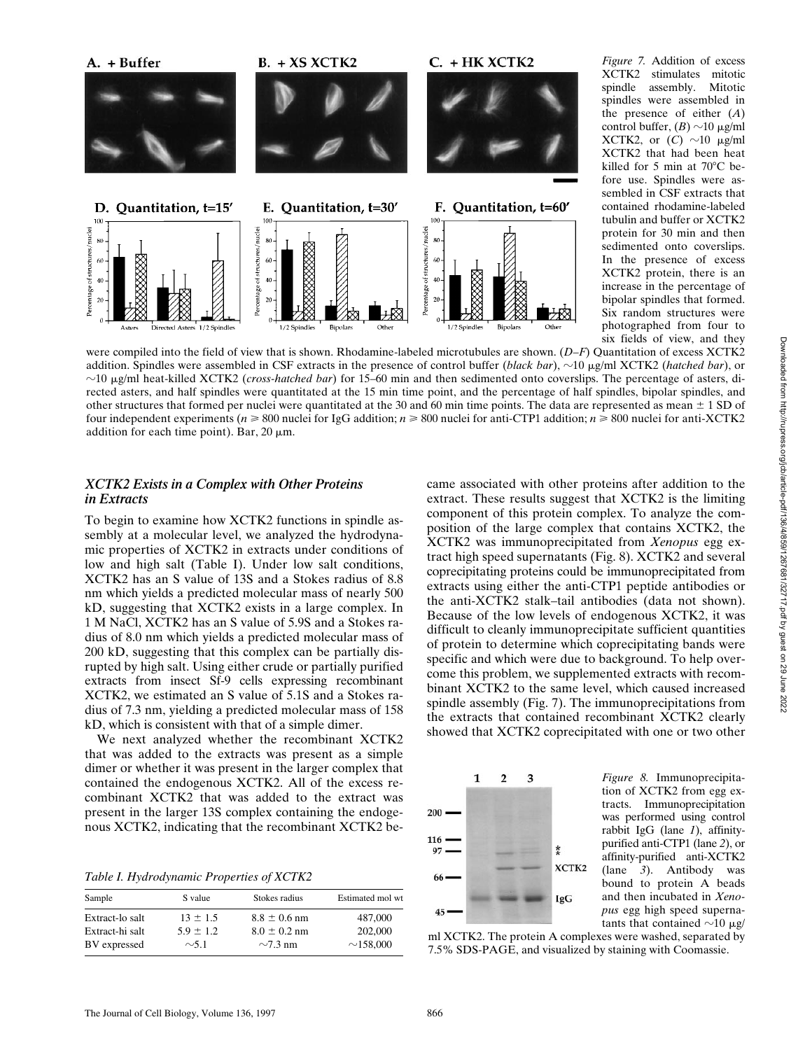*Figure 7.* Addition of excess XCTK2 stimulates mitotic spindle assembly. Mitotic spindles were assembled in the presence of either (*A*) control buffer, (*B*) ~10 μg/ml XCTK2, or (*C*) ~10 μg/ml XCTK2 that had been heat killed for 5 min at 70°C before use. Spindles were assembled in CSF extracts that contained rhodamine-labeled tubulin and buffer or XCTK2 protein for 30 min and then sedimented onto coverslips. In the presence of excess XCTK2 protein, there is an increase in the percentage of bipolar spindles that formed. Six random structures were photographed from four to six fields of view, and they were compiled into the field of view that is shown. Rhodamine-labeled microtubules are shown. (*D–F*) Quantitation of excess XCTK2 addition. Spindles were assembled in CSF extracts in the presence of control buffer (*black bar*), ~10 μg/ml XCTK2 (*hatched bar*), or ~10 μg/ml heat-killed XCTK2 (*cross-hatched bar*) for 15–60 min and then sedimented onto coverslips. The percentage of asters, directed asters, and half spindles were quantitated at the 15 min time point, and the percentage of half spindles, bipolar spindles, and other structures that formed per nuclei were quantitated at the 30 and 60 min time points. The data are represented as mean ± 1 SD of four independent experiments ($n \geq 800$ nuclei for IgG addition; $n \geq 800$ nuclei for anti-CTP1 addition; $n \geq 800$ nuclei for anti-XCTK2 addition for each time point). Bar, 20 μm.

### *XCTK2 Exists in a Complex with Other Proteins in Extracts*

To begin to examine how XCTK2 functions in spindle assembly at a molecular level, we analyzed the hydrodynamic properties of XCTK2 in extracts under conditions of low and high salt (Table I). Under low salt conditions, XCTK2 has an S value of 13S and a Stokes radius of 8.8 nm which yields a predicted molecular mass of nearly 500 kD, suggesting that XCTK2 exists in a large complex. In 1 M NaCl, XCTK2 has an S value of 5.9S and a Stokes radius of 8.0 nm which yields a predicted molecular mass of 200 kD, suggesting that this complex can be partially disrupted by high salt. Using either crude or partially purified extracts from insect Sf-9 cells expressing recombinant XCTK2, we estimated an S value of 5.1S and a Stokes radius of 7.3 nm, yielding a predicted molecular mass of 158 kD, which is consistent with that of a simple dimer.

We next analyzed whether the recombinant XCTK2 that was added to the extracts was present as a simple dimer or whether it was present in the larger complex that contained the endogenous XCTK2. All of the excess recombinant XCTK2 that was added to the extract was present in the larger 13S complex containing the endogenous XCTK2, indicating that the recombinant XCTK2 became associated with other proteins after addition to the extract. These results suggest that XCTK2 is the limiting component of this protein complex. To analyze the composition of the large complex that contains XCTK2, the XCTK2 was immunoprecipitated from *Xenopus* egg extract high speed supernatants (Fig. 8). XCTK2 and several coprecipitating proteins could be immunoprecipitated from extracts using either the anti-CTP1 peptide antibodies or the anti-XCTK2 stalk–tail antibodies (data not shown). Because of the low levels of endogenous XCTK2, it was difficult to cleanly immunoprecipitate sufficient quantities of protein to determine which coprecipitating bands were specific and which were due to background. To help overcome this problem, we supplemented extracts with recombinant XCTK2 to the same level, which caused increased spindle assembly (Fig. 7). The immunoprecipitations from the extracts that contained recombinant XCTK2 clearly showed that XCTK2 coprecipitated with one or two other

*Table I. Hydrodynamic Properties of XCTK2*

| Sample | S value | Stokes radius | Estimated mol wt |
|---|---|---|---|
| Extract-lo salt | 13 ± 1.5 | 8.8 ± 0.6 nm | 487,000 |
| Extract-hi salt | 5.9 ± 1.2 | 8.0 ± 0.2 nm | 202,000 |
| BV expressed | ~5.1 | ~7.3 nm | ~158,000 |

*Figure 8.* Immunoprecipitation of XCTK2 from egg extracts. Immunoprecipitation was performed using control rabbit IgG (lane *1*), affinity-purified anti-CTP1 (lane *2*), or affinity-purified anti-XCTK2 (lane *3*). Antibody was bound to protein A beads and then incubated in *Xenopus* egg high speed supernatants that contained ~10 μg/ml XCTK2. The protein A complexes were washed, separated by 7.5% SDS-PAGE, and visualized by staining with Coomassie.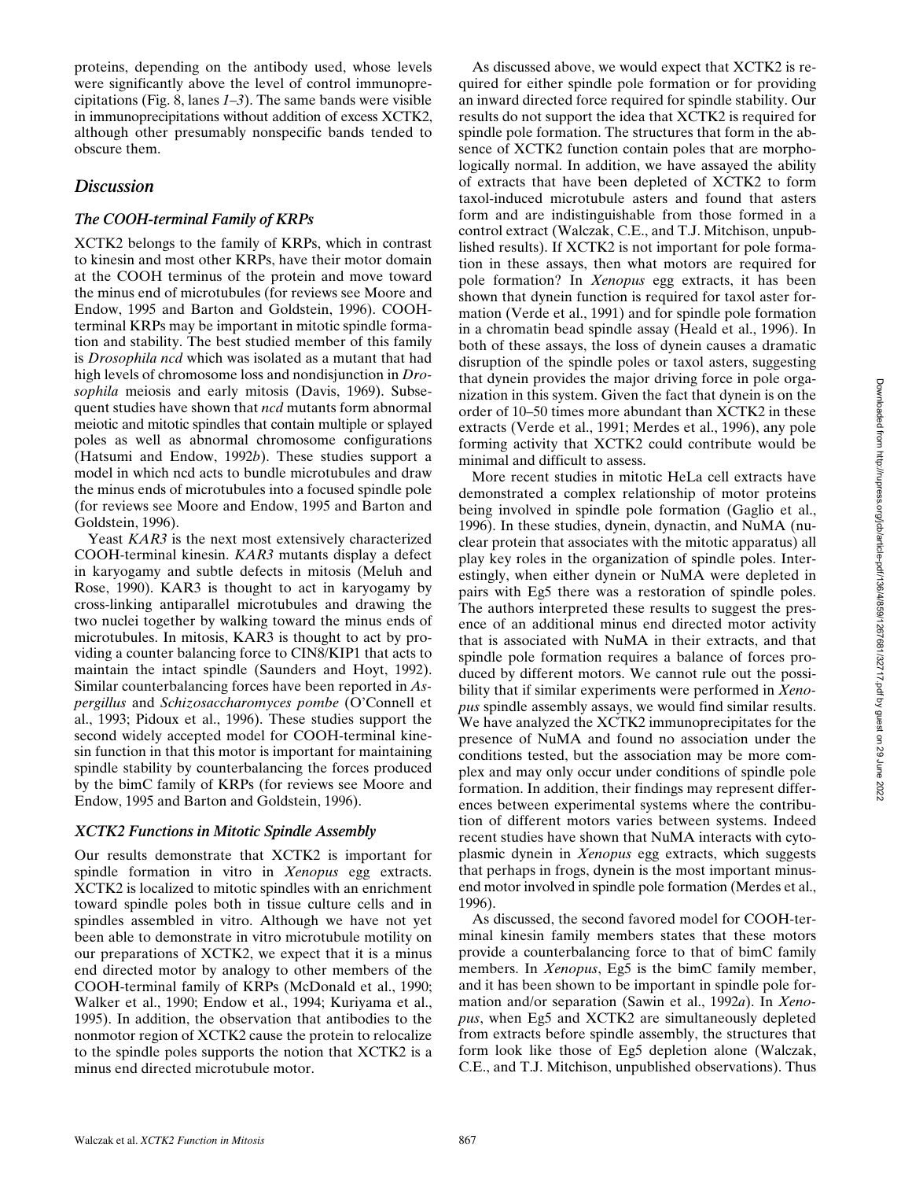proteins, depending on the antibody used, whose levels were significantly above the level of control immunoprecipitations (Fig. 8, lanes *1–3*). The same bands were visible in immunoprecipitations without addition of excess XCTK2, although other presumably nonspecific bands tended to obscure them.

## *Discussion*

### *The COOH-terminal Family of KRPs*

XCTK2 belongs to the family of KRPs, which in contrast to kinesin and most other KRPs, have their motor domain at the COOH terminus of the protein and move toward the minus end of microtubules (for reviews see Moore and Endow, 1995 and Barton and Goldstein, 1996). COOH-terminal KRPs may be important in mitotic spindle formation and stability. The best studied member of this family is *Drosophila ncd* which was isolated as a mutant that had high levels of chromosome loss and nondisjunction in *Drosophila* meiosis and early mitosis (Davis, 1969). Subsequent studies have shown that *ncd* mutants form abnormal meiotic and mitotic spindles that contain multiple or splayed poles as well as abnormal chromosome configurations (Hatsumi and Endow, 1992*b*). These studies support a model in which ncd acts to bundle microtubules and draw the minus ends of microtubules into a focused spindle pole (for reviews see Moore and Endow, 1995 and Barton and Goldstein, 1996).

Yeast *KAR3* is the next most extensively characterized COOH-terminal kinesin. *KAR3* mutants display a defect in karyogamy and subtle defects in mitosis (Meluh and Rose, 1990). KAR3 is thought to act in karyogamy by cross-linking antiparallel microtubules and drawing the two nuclei together by walking toward the minus ends of microtubules. In mitosis, KAR3 is thought to act by providing a counter balancing force to CIN8/KIP1 that acts to maintain the intact spindle (Saunders and Hoyt, 1992). Similar counterbalancing forces have been reported in *Aspergillus* and *Schizosaccharomyces pombe* (O'Connell et al., 1993; Pidoux et al., 1996). These studies support the second widely accepted model for COOH-terminal kinesin function in that this motor is important for maintaining spindle stability by counterbalancing the forces produced by the bimC family of KRPs (for reviews see Moore and Endow, 1995 and Barton and Goldstein, 1996).

### *XCTK2 Functions in Mitotic Spindle Assembly*

Our results demonstrate that XCTK2 is important for spindle formation in vitro in *Xenopus* egg extracts. XCTK2 is localized to mitotic spindles with an enrichment toward spindle poles both in tissue culture cells and in spindles assembled in vitro. Although we have not yet been able to demonstrate in vitro microtubule motility on our preparations of XCTK2, we expect that it is a minus end directed motor by analogy to other members of the COOH-terminal family of KRPs (McDonald et al., 1990; Walker et al., 1990; Endow et al., 1994; Kuriyama et al., 1995). In addition, the observation that antibodies to the nonmotor region of XCTK2 cause the protein to relocalize to the spindle poles supports the notion that XCTK2 is a minus end directed microtubule motor.

As discussed above, we would expect that XCTK2 is required for either spindle pole formation or for providing an inward directed force required for spindle stability. Our results do not support the idea that XCTK2 is required for spindle pole formation. The structures that form in the absence of XCTK2 function contain poles that are morphologically normal. In addition, we have assayed the ability of extracts that have been depleted of XCTK2 to form taxol-induced microtubule asters and found that asters form and are indistinguishable from those formed in a control extract (Walczak, C.E., and T.J. Mitchison, unpublished results). If XCTK2 is not important for pole formation in these assays, then what motors are required for pole formation? In *Xenopus* egg extracts, it has been shown that dynein function is required for taxol aster formation (Verde et al., 1991) and for spindle pole formation in a chromatin bead spindle assay (Heald et al., 1996). In both of these assays, the loss of dynein causes a dramatic disruption of the spindle poles or taxol asters, suggesting that dynein provides the major driving force in pole organization in this system. Given the fact that dynein is on the order of 10–50 times more abundant than XCTK2 in these extracts (Verde et al., 1991; Merdes et al., 1996), any pole forming activity that XCTK2 could contribute would be minimal and difficult to assess.

More recent studies in mitotic HeLa cell extracts have demonstrated a complex relationship of motor proteins being involved in spindle pole formation (Gaglio et al., 1996). In these studies, dynein, dynactin, and NuMA (nuclear protein that associates with the mitotic apparatus) all play key roles in the organization of spindle poles. Interestingly, when either dynein or NuMA were depleted in pairs with Eg5 there was a restoration of spindle poles. The authors interpreted these results to suggest the presence of an additional minus end directed motor activity that is associated with NuMA in their extracts, and that spindle pole formation requires a balance of forces produced by different motors. We cannot rule out the possibility that if similar experiments were performed in *Xenopus* spindle assembly assays, we would find similar results. We have analyzed the XCTK2 immunoprecipitates for the presence of NuMA and found no association under the conditions tested, but the association may be more complex and may only occur under conditions of spindle pole formation. In addition, their findings may represent differences between experimental systems where the contribution of different motors varies between systems. Indeed recent studies have shown that NuMA interacts with cytoplasmic dynein in *Xenopus* egg extracts, which suggests that perhaps in frogs, dynein is the most important minus-end motor involved in spindle pole formation (Merdes et al., 1996).

As discussed, the second favored model for COOH-terminal kinesin family members states that these motors provide a counterbalancing force to that of bimC family members. In *Xenopus*, Eg5 is the bimC family member, and it has been shown to be important in spindle pole formation and/or separation (Sawin et al., 1992*a*). In *Xenopus*, when Eg5 and XCTK2 are simultaneously depleted from extracts before spindle assembly, the structures that form look like those of Eg5 depletion alone (Walczak, C.E., and T.J. Mitchison, unpublished observations). Thus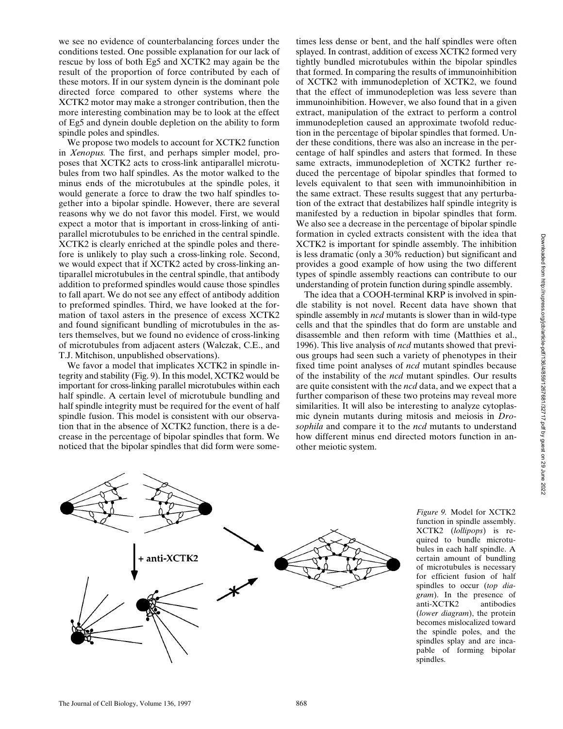we see no evidence of counterbalancing forces under the conditions tested. One possible explanation for our lack of rescue by loss of both Eg5 and XCTK2 may again be the result of the proportion of force contributed by each of these motors. If in our system dynein is the dominant pole directed force compared to other systems where the XCTK2 motor may make a stronger contribution, then the more interesting combination may be to look at the effect of Eg5 and dynein double depletion on the ability to form spindle poles and spindles.

We propose two models to account for XCTK2 function in *Xenopus.* The first, and perhaps simpler model, proposes that XCTK2 acts to cross-link antiparallel microtubules from two half spindles. As the motor walked to the minus ends of the microtubules at the spindle poles, it would generate a force to draw the two half spindles together into a bipolar spindle. However, there are several reasons why we do not favor this model. First, we would expect a motor that is important in cross-linking of antiparallel microtubules to be enriched in the central spindle. XCTK2 is clearly enriched at the spindle poles and therefore is unlikely to play such a cross-linking role. Second, we would expect that if XCTK2 acted by cross-linking antiparallel microtubules in the central spindle, that antibody addition to preformed spindles would cause those spindles to fall apart. We do not see any effect of antibody addition to preformed spindles. Third, we have looked at the formation of taxol asters in the presence of excess XCTK2 and found significant bundling of microtubules in the asters themselves, but we found no evidence of cross-linking of microtubules from adjacent asters (Walczak, C.E., and T.J. Mitchison, unpublished observations).

We favor a model that implicates XCTK2 in spindle integrity and stability (Fig. 9). In this model, XCTK2 would be important for cross-linking parallel microtubules within each half spindle. A certain level of microtubule bundling and half spindle integrity must be required for the event of half spindle fusion. This model is consistent with our observation that in the absence of XCTK2 function, there is a decrease in the percentage of bipolar spindles that form. We noticed that the bipolar spindles that did form were sometimes less dense or bent, and the half spindles were often splayed. In contrast, addition of excess XCTK2 formed very tightly bundled microtubules within the bipolar spindles that formed. In comparing the results of immunoinhibition of XCTK2 with immunodepletion of XCTK2, we found that the effect of immunodepletion was less severe than immunoinhibition. However, we also found that in a given extract, manipulation of the extract to perform a control immunodepletion caused an approximate twofold reduction in the percentage of bipolar spindles that formed. Under these conditions, there was also an increase in the percentage of half spindles and asters that formed. In these same extracts, immunodepletion of XCTK2 further reduced the percentage of bipolar spindles that formed to levels equivalent to that seen with immunoinhibition in the same extract. These results suggest that any perturbation of the extract that destabilizes half spindle integrity is manifested by a reduction in bipolar spindles that form. We also see a decrease in the percentage of bipolar spindle formation in cycled extracts consistent with the idea that XCTK2 is important for spindle assembly. The inhibition is less dramatic (only a 30% reduction) but significant and provides a good example of how using the two different types of spindle assembly reactions can contribute to our understanding of protein function during spindle assembly.

The idea that a COOH-terminal KRP is involved in spindle stability is not novel. Recent data have shown that spindle assembly in *ncd* mutants is slower than in wild-type cells and that the spindles that do form are unstable and disassemble and then reform with time (Matthies et al., 1996). This live analysis of *ncd* mutants showed that previous groups had seen such a variety of phenotypes in their fixed time point analyses of *ncd* mutant spindles because of the instability of the *ncd* mutant spindles. Our results are quite consistent with the *ncd* data, and we expect that a further comparison of these two proteins may reveal more similarities. It will also be interesting to analyze cytoplasmic dynein mutants during mitosis and meiosis in *Drosophila* and compare it to the *ncd* mutants to understand how different minus end directed motors function in another meiotic system.

*Figure 9.* Model for XCTK2 function in spindle assembly. XCTK2 (*lollipops*) is required to bundle microtubules in each half spindle. A certain amount of bundling of microtubules is necessary for efficient fusion of half spindles to occur (*top diagram*). In the presence of anti-XCTK2 antibodies (*lower diagram*), the protein becomes mislocalized toward the spindle poles, and the spindles splay and are incapable of forming bipolar spindles.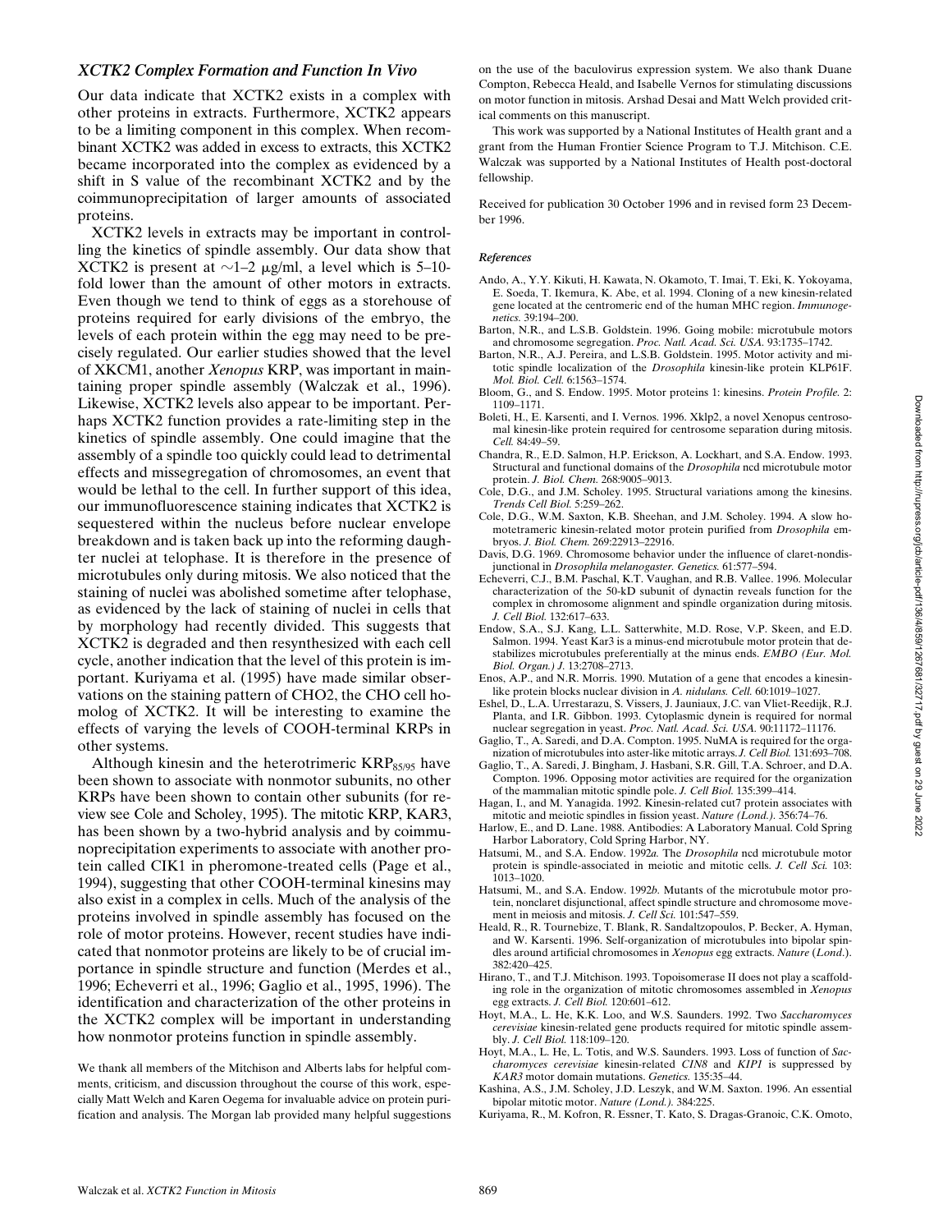### *XCTK2 Complex Formation and Function In Vivo*

Our data indicate that XCTK2 exists in a complex with other proteins in extracts. Furthermore, XCTK2 appears to be a limiting component in this complex. When recombinant XCTK2 was added in excess to extracts, this XCTK2 became incorporated into the complex as evidenced by a shift in S value of the recombinant XCTK2 and by the coimmunoprecipitation of larger amounts of associated proteins.

XCTK2 levels in extracts may be important in controlling the kinetics of spindle assembly. Our data show that XCTK2 is present at ~1–2 μg/ml, a level which is 5–10-fold lower than the amount of other motors in extracts. Even though we tend to think of eggs as a storehouse of proteins required for early divisions of the embryo, the levels of each protein within the egg may need to be precisely regulated. Our earlier studies showed that the level of XKCM1, another *Xenopus* KRP, was important in maintaining proper spindle assembly (Walczak et al., 1996). Likewise, XCTK2 levels also appear to be important. Perhaps XCTK2 function provides a rate-limiting step in the kinetics of spindle assembly. One could imagine that the assembly of a spindle too quickly could lead to detrimental effects and missegregation of chromosomes, an event that would be lethal to the cell. In further support of this idea, our immunofluorescence staining indicates that XCTK2 is sequestered within the nucleus before nuclear envelope breakdown and is taken back up into the reforming daughter nuclei at telophase. It is therefore in the presence of microtubules only during mitosis. We also noticed that the staining of nuclei was abolished sometime after telophase, as evidenced by the lack of staining of nuclei in cells that by morphology had recently divided. This suggests that XCTK2 is degraded and then resynthesized with each cell cycle, another indication that the level of this protein is important. Kuriyama et al. (1995) have made similar observations on the staining pattern of CHO2, the CHO cell homolog of XCTK2. It will be interesting to examine the effects of varying the levels of COOH-terminal KRPs in other systems.

Although kinesin and the heterotrimeric $KRP_{85/95}$ have been shown to associate with nonmotor subunits, no other KRPs have been shown to contain other subunits (for review see Cole and Scholey, 1995). The mitotic KRP, KAR3, has been shown by a two-hybrid analysis and by coimmunoprecipitation experiments to associate with another protein called CIK1 in pheromone-treated cells (Page et al., 1994), suggesting that other COOH-terminal kinesins may also exist in a complex in cells. Much of the analysis of the proteins involved in spindle assembly has focused on the role of motor proteins. However, recent studies have indicated that nonmotor proteins are likely to be of crucial importance in spindle structure and function (Merdes et al., 1996; Echeverri et al., 1996; Gaglio et al., 1995, 1996). The identification and characterization of the other proteins in the XCTK2 complex will be important in understanding how nonmotor proteins function in spindle assembly.

We thank all members of the Mitchison and Alberts labs for helpful comments, criticism, and discussion throughout the course of this work, especially Matt Welch and Karen Oegema for invaluable advice on protein purification and analysis. The Morgan lab provided many helpful suggestions on the use of the baculovirus expression system. We also thank Duane Compton, Rebecca Heald, and Isabelle Vernos for stimulating discussions on motor function in mitosis. Arshad Desai and Matt Welch provided critical comments on this manuscript.

This work was supported by a National Institutes of Health grant and a grant from the Human Frontier Science Program to T.J. Mitchison. C.E. Walczak was supported by a National Institutes of Health post-doctoral fellowship.

Received for publication 30 October 1996 and in revised form 23 December 1996.

#### *References*

Ando, A., Y.Y. Kikuti, H. Kawata, N. Okamoto, T. Imai, T. Eki, K. Yokoyama, E. Soeda, T. Ikemura, K. Abe, et al. 1994. Cloning of a new kinesin-related gene located at the centromeric end of the human MHC region. *Immunogenetics.* 39:194–200.

Barton, N.R., and L.S.B. Goldstein. 1996. Going mobile: microtubule motors and chromosome segregation. *Proc. Natl. Acad. Sci. USA.* 93:1735–1742.

Barton, N.R., A.J. Pereira, and L.S.B. Goldstein. 1995. Motor activity and mitotic spindle localization of the *Drosophila* kinesin-like protein KLP61F. *Mol. Biol. Cell.* 6:1563–1574.

Bloom, G., and S. Endow. 1995. Motor proteins 1: kinesins. *Protein Profile.* 2: 1109–1171.

Boleti, H., E. Karsenti, and I. Vernos. 1996. Xklp2, a novel Xenopus centrosomal kinesin-like protein required for centrosome separation during mitosis. *Cell.* 84:49–59.

Chandra, R., E.D. Salmon, H.P. Erickson, A. Lockhart, and S.A. Endow. 1993. Structural and functional domains of the *Drosophila* ncd microtubule motor protein. *J. Biol. Chem.* 268:9005–9013.

Cole, D.G., and J.M. Scholey. 1995. Structural variations among the kinesins. *Trends Cell Biol.* 5:259–262.

Cole, D.G., W.M. Saxton, K.B. Sheehan, and J.M. Scholey. 1994. A slow homotetrameric kinesin-related motor protein purified from *Drosophila* embryos. *J. Biol. Chem.* 269:22913–22916.

Davis, D.G. 1969. Chromosome behavior under the influence of claret-nondisjunctional in *Drosophila melanogaster. Genetics.* 61:577–594.

Echeverri, C.J., B.M. Paschal, K.T. Vaughan, and R.B. Vallee. 1996. Molecular characterization of the 50-kD subunit of dynactin reveals function for the complex in chromosome alignment and spindle organization during mitosis. *J. Cell Biol.* 132:617–633.

Endow, S.A., S.J. Kang, L.L. Satterwhite, M.D. Rose, V.P. Skeen, and E.D. Salmon. 1994. Yeast Kar3 is a minus-end microtubule motor protein that destabilizes microtubules preferentially at the minus ends. *EMBO (Eur. Mol. Biol. Organ.) J.* 13:2708–2713.

Enos, A.P., and N.R. Morris. 1990. Mutation of a gene that encodes a kinesin-like protein blocks nuclear division in *A. nidulans. Cell.* 60:1019–1027.

Eshel, D., L.A. Urrestarazu, S. Vissers, J. Jauniaux, J.C. van Vliet-Reedijk, R.J. Planta, and I.R. Gibbon. 1993. Cytoplasmic dynein is required for normal nuclear segregation in yeast. *Proc. Natl. Acad. Sci. USA.* 90:11172–11176.

Gaglio, T., A. Saredi, and D.A. Compton. 1995. NuMA is required for the organization of microtubules into aster-like mitotic arrays. *J. Cell Biol.* 131:693–708.

Gaglio, T., A. Saredi, J. Bingham, J. Hasbani, S.R. Gill, T.A. Schroer, and D.A. Compton. 1996. Opposing motor activities are required for the organization of the mammalian mitotic spindle pole. *J. Cell Biol.* 135:399–414.

Hagan, I., and M. Yanagida. 1992. Kinesin-related cut7 protein associates with mitotic and meiotic spindles in fission yeast. *Nature (Lond.).* 356:74–76.

Harlow, E., and D. Lane. 1988. Antibodies: A Laboratory Manual. Cold Spring Harbor Laboratory, Cold Spring Harbor, NY.

Hatsumi, M., and S.A. Endow. 1992*a.* The *Drosophila* ncd microtubule motor protein is spindle-associated in meiotic and mitotic cells. *J. Cell Sci.* 103: 1013–1020.

Hatsumi, M., and S.A. Endow. 1992*b.* Mutants of the microtubule motor protein, nonclaret disjunctional, affect spindle structure and chromosome movement in meiosis and mitosis. *J. Cell Sci.* 101:547–559.

Heald, R., R. Tournebize, T. Blank, R. Sandaltzopoulos, P. Becker, A. Hyman, and W. Karsenti. 1996. Self-organization of microtubules into bipolar spindles around artificial chromosomes in *Xenopus* egg extracts. *Nature* (*Lond.*). 382:420–425.

Hirano, T., and T.J. Mitchison. 1993. Topoisomerase II does not play a scaffolding role in the organization of mitotic chromosomes assembled in *Xenopus* egg extracts. *J. Cell Biol.* 120:601–612.

Hoyt, M.A., L. He, K.K. Loo, and W.S. Saunders. 1992. Two *Saccharomyces cerevisiae* kinesin-related gene products required for mitotic spindle assembly. *J. Cell Biol.* 118:109–120.

Hoyt, M.A., L. He, L. Totis, and W.S. Saunders. 1993. Loss of function of *Saccharomyces cerevisiae* kinesin-related *CIN8* and *KIP1* is suppressed by *KAR3* motor domain mutations. *Genetics.* 135:35–44.

Kashina, A.S., J.M. Scholey, J.D. Leszyk, and W.M. Saxton. 1996. An essential bipolar mitotic motor. *Nature (Lond.).* 384:225.

Kuriyama, R., M. Kofron, R. Essner, T. Kato, S. Dragas-Granoic, C.K. Omoto,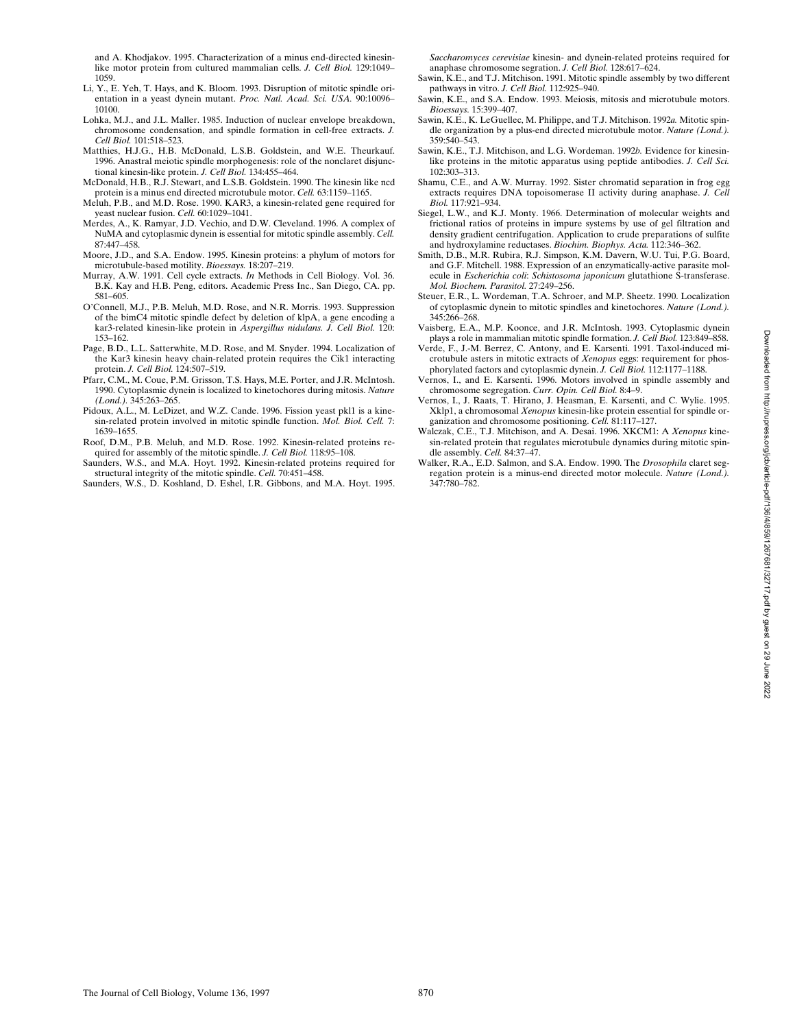and A. Khodjakov. 1995. Characterization of a minus end-directed kinesin-like motor protein from cultured mammalian cells. *J. Cell Biol.* 129:1049–1059.

Li, Y., E. Yeh, T. Hays, and K. Bloom. 1993. Disruption of mitotic spindle orientation in a yeast dynein mutant. *Proc. Natl. Acad. Sci. USA.* 90:10096–10100.

Lohka, M.J., and J.L. Maller. 1985. Induction of nuclear envelope breakdown, chromosome condensation, and spindle formation in cell-free extracts. *J. Cell Biol.* 101:518–523.

Matthies, H.J.G., H.B. McDonald, L.S.B. Goldstein, and W.E. Theurkauf. 1996. Anastral meiotic spindle morphogenesis: role of the nonclaret disjunctional kinesin-like protein. *J. Cell Biol.* 134:455–464.

McDonald, H.B., R.J. Stewart, and L.S.B. Goldstein. 1990. The kinesin like ncd protein is a minus end directed microtubule motor. *Cell.* 63:1159–1165.

Meluh, P.B., and M.D. Rose. 1990. KAR3, a kinesin-related gene required for yeast nuclear fusion. *Cell.* 60:1029–1041.

Merdes, A., K. Ramyar, J.D. Vechio, and D.W. Cleveland. 1996. A complex of NuMA and cytoplasmic dynein is essential for mitotic spindle assembly. *Cell.* 87:447–458.

Moore, J.D., and S.A. Endow. 1995. Kinesin proteins: a phylum of motors for microtubule-based motility. *Bioessays.* 18:207–219.

Murray, A.W. 1991. Cell cycle extracts. *In* Methods in Cell Biology. Vol. 36. B.K. Kay and H.B. Peng, editors. Academic Press Inc., San Diego, CA. pp. 581–605.

O'Connell, M.J., P.B. Meluh, M.D. Rose, and N.R. Morris. 1993. Suppression of the bimC4 mitotic spindle defect by deletion of klpA, a gene encoding a kar3-related kinesin-like protein in *Aspergillus nidulans. J. Cell Biol.* 120: 153–162.

Page, B.D., L.L. Satterwhite, M.D. Rose, and M. Snyder. 1994. Localization of the Kar3 kinesin heavy chain-related protein requires the Cik1 interacting protein. *J. Cell Biol.* 124:507–519.

Pfarr, C.M., M. Coue, P.M. Grisson, T.S. Hays, M.E. Porter, and J.R. McIntosh. 1990. Cytoplasmic dynein is localized to kinetochores during mitosis. *Nature (Lond.).* 345:263–265.

Pidoux, A.L., M. LeDizet, and W.Z. Cande. 1996. Fission yeast pkl1 is a kinesin-related protein involved in mitotic spindle function. *Mol. Biol. Cell.* 7: 1639–1655.

Roof, D.M., P.B. Meluh, and M.D. Rose. 1992. Kinesin-related proteins required for assembly of the mitotic spindle. *J. Cell Biol.* 118:95–108.

Saunders, W.S., and M.A. Hoyt. 1992. Kinesin-related proteins required for structural integrity of the mitotic spindle. *Cell.* 70:451–458.

Saunders, W.S., D. Koshland, D. Eshel, I.R. Gibbons, and M.A. Hoyt. 1995. *Saccharomyces cerevisiae* kinesin- and dynein-related proteins required for anaphase chromosome segration. *J. Cell Biol.* 128:617–624.

Sawin, K.E., and T.J. Mitchison. 1991. Mitotic spindle assembly by two different pathways in vitro. *J. Cell Biol.* 112:925–940.

Sawin, K.E., and S.A. Endow. 1993. Meiosis, mitosis and microtubule motors. *Bioessays.* 15:399–407.

Sawin, K.E., K. LeGuellec, M. Philippe, and T.J. Mitchison. 1992*a.* Mitotic spindle organization by a plus-end directed microtubule motor. *Nature (Lond.).* 359:540–543.

Sawin, K.E., T.J. Mitchison, and L.G. Wordeman. 1992*b.* Evidence for kinesin-like proteins in the mitotic apparatus using peptide antibodies. *J. Cell Sci.* 102:303–313.

Shamu, C.E., and A.W. Murray. 1992. Sister chromatid separation in frog egg extracts requires DNA topoisomerase II activity during anaphase. *J. Cell Biol.* 117:921–934.

Siegel, L.W., and K.J. Monty. 1966. Determination of molecular weights and frictional ratios of proteins in impure systems by use of gel filtration and density gradient centrifugation. Application to crude preparations of sulfite and hydroxylamine reductases. *Biochim. Biophys. Acta.* 112:346–362.

Smith, D.B., M.R. Rubira, R.J. Simpson, K.M. Davern, W.U. Tui, P.G. Board, and G.F. Mitchell. 1988. Expression of an enzymatically-active parasite molecule in *Escherichia coli*: *Schistosoma japonicum* glutathione S-transferase. *Mol. Biochem. Parasitol.* 27:249–256.

Steuer, E.R., L. Wordeman, T.A. Schroer, and M.P. Sheetz. 1990. Localization of cytoplasmic dynein to mitotic spindles and kinetochores. *Nature (Lond.).* 345:266–268.

Vaisberg, E.A., M.P. Koonce, and J.R. McIntosh. 1993. Cytoplasmic dynein plays a role in mammalian mitotic spindle formation. *J. Cell Biol.* 123:849–858.

Verde, F., J.-M. Berrez, C. Antony, and E. Karsenti. 1991. Taxol-induced microtubule asters in mitotic extracts of *Xenopus* eggs: requirement for phosphorylated factors and cytoplasmic dynein. *J. Cell Biol.* 112:1177–1188.

Vernos, I., and E. Karsenti. 1996. Motors involved in spindle assembly and chromosome segregation. *Curr. Opin. Cell Biol.* 8:4–9.

Vernos, I., J. Raats, T. Hirano, J. Heasman, E. Karsenti, and C. Wylie. 1995. Xklp1, a chromosomal *Xenopus* kinesin-like protein essential for spindle organization and chromosome positioning. *Cell.* 81:117–127.

Walczak, C.E., T.J. Mitchison, and A. Desai. 1996. XKCM1: A *Xenopus* kinesin-related protein that regulates microtubule dynamics during mitotic spindle assembly. *Cell.* 84:37–47.

Walker, R.A., E.D. Salmon, and S.A. Endow. 1990. The *Drosophila* claret segregation protein is a minus-end directed motor molecule. *Nature (Lond.).* 347:780–782.